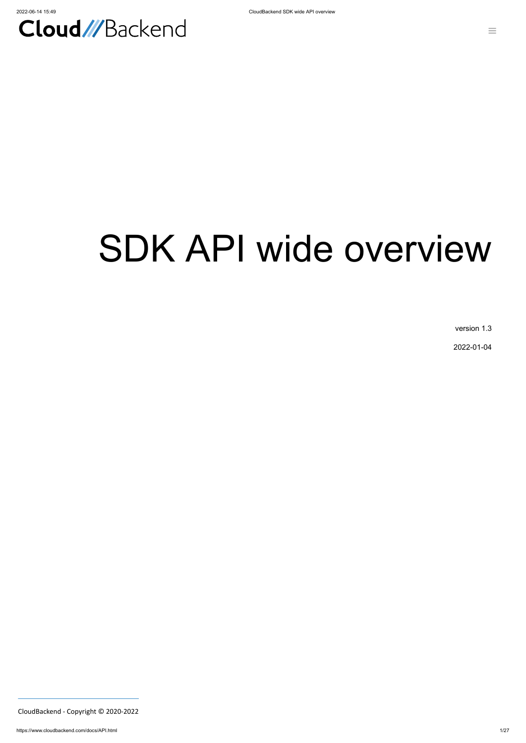Cloud///Backend

# SDK API wide overview

version 1.3

2022-01-04

CloudBackend - Copyright © 2020-2022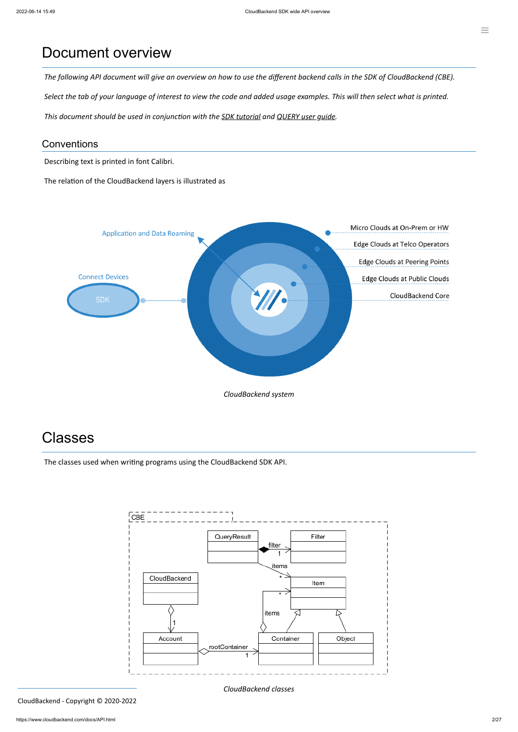# Document overview

*The following API document will give an overview on how to use the different backend calls in the SDK of CloudBackend (CBE).*

*Select the tab of your language of interest to view the code and added usage examples. This will then select what is printed.*

*This document should be used in conjunction with the SDK tutorial and QUERY user guide.*

## Conventions

Describing text is printed in font Calibri.

The relation of the CloudBackend layers is illustrated as

*CloudBackend system*

# Classes

The classes used when writing programs using the CloudBackend SDK API.

*CloudBackend classes*

CloudBackend - Copyright © 2020-2022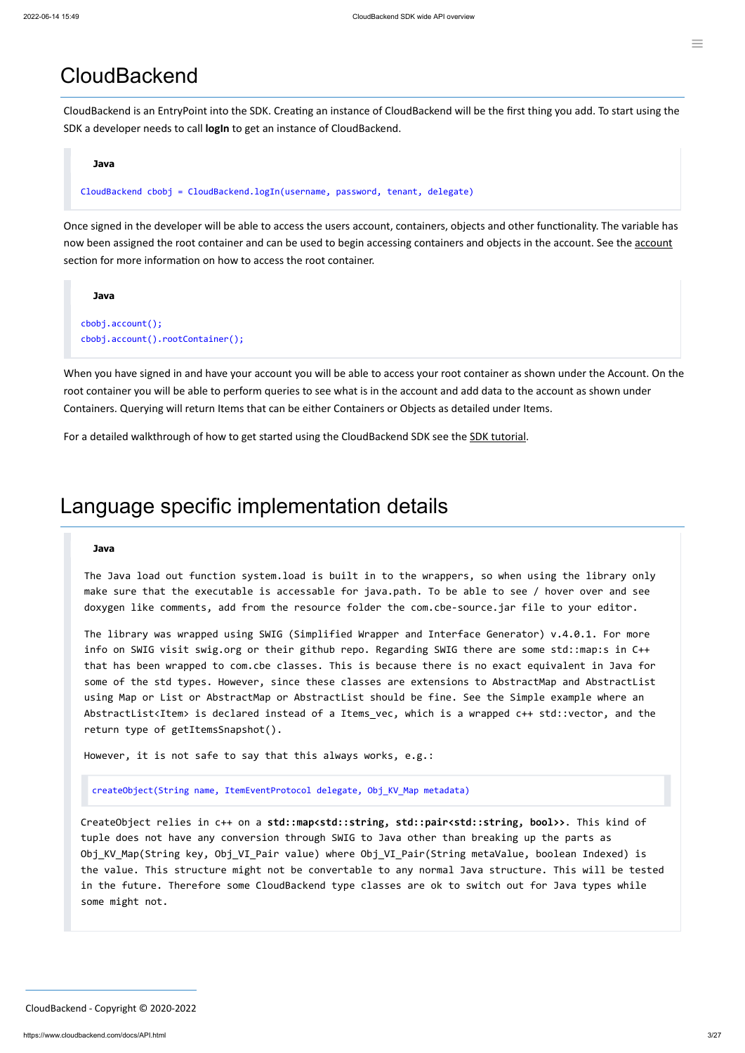# CloudBackend

CloudBackend is an EntryPoint into the SDK. Creating an instance of CloudBackend will be the first thing you add. To start using the SDK a developer needs to call **logIn** to get an instance of CloudBackend.

**Java**

```
CloudBackend cbobj = CloudBackend.logIn(username, password, tenant, delegate)
```

Once signed in the developer will be able to access the users account, containers, objects and other functionality. The variable has now been assigned the root container and can be used to begin accessing containers and objects in the account. See the account section for more information on how to access the root container.

**Java**

```
cbobj.account();
cbobj.account().rootContainer();
```

When you have signed in and have your account you will be able to access your root container as shown under the Account. On the root container you will be able to perform queries to see what is in the account and add data to the account as shown under Containers. Querying will return Items that can be either Containers or Objects as detailed under Items.

For a detailed walkthrough of how to get started using the CloudBackend SDK see the SDK tutorial.

# Language specific implementation details

**Java**

The Java load out function system.load is built in to the wrappers, so when using the library only make sure that the executable is accessable for java.path. To be able to see / hover over and see doxygen like comments, add from the resource folder the com.cbe-source.jar file to your editor.

The library was wrapped using SWIG (Simplified Wrapper and Interface Generator) v.4.0.1. For more info on SWIG visit swig.org or their github repo. Regarding SWIG there are some std::map:s in C++ that has been wrapped to com.cbe classes. This is because there is no exact equivalent in Java for some of the std types. However, since these classes are extensions to AbstractMap and AbstractList using Map or List or AbstractMap or AbstractList should be fine. See the Simple example where an AbstractList<Item> is declared instead of a Items_vec, which is a wrapped c++ std::vector, and the return type of getItemsSnapshot().

However, it is not safe to say that this always works, e.g.:

```
createObject(String name, ItemEventProtocol delegate, Obj_KV_Map metadata)
```

CreateObject relies in c++ on a **std::map<std::string, std::pair<std::string, bool>>**. This kind of tuple does not have any conversion through SWIG to Java other than breaking up the parts as Obj_KV_Map(String key, Obj_VI_Pair value) where Obj_VI_Pair(String metaValue, boolean Indexed) is the value. This structure might not be convertable to any normal Java structure. This will be tested in the future. Therefore some CloudBackend type classes are ok to switch out for Java types while some might not.

CloudBackend - Copyright © 2020-2022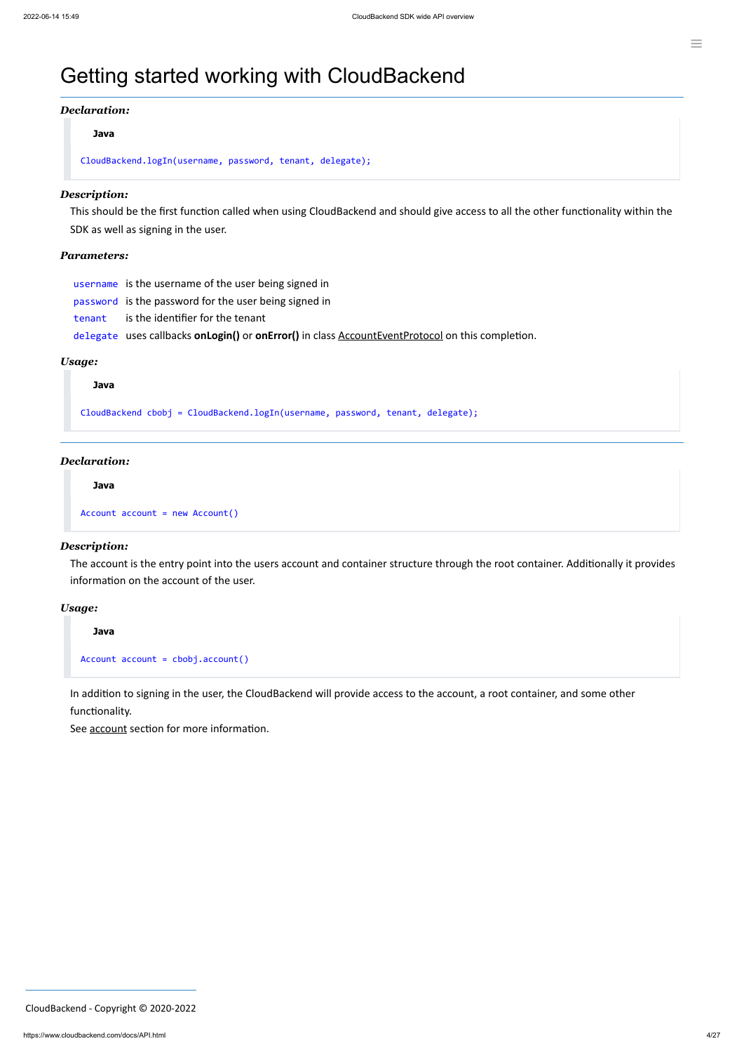# Getting started working with CloudBackend

***Declaration:***

**Java**

```
CloudBackend.logIn(username, password, tenant, delegate);
```

***Description:***

This should be the first function called when using CloudBackend and should give access to all the other functionality within the SDK as well as signing in the user.

***Parameters:***

| | |
|---|---|
| `username` | is the username of the user being signed in |
| `password` | is the password for the user being signed in |
| `tenant` | is the identifier for the tenant |
| `delegate` | uses callbacks **onLogin()** or **onError()** in class AccountEventProtocol on this completion. |

***Usage:***

**Java**

```
CloudBackend cbobj = CloudBackend.logIn(username, password, tenant, delegate);
```

---

***Declaration:***

**Java**

```
Account account = new Account()
```

***Description:***

The account is the entry point into the users account and container structure through the root container. Additionally it provides information on the account of the user.

***Usage:***

**Java**

```
Account account = cbobj.account()
```

In addition to signing in the user, the CloudBackend will provide access to the account, a root container, and some other functionality.
See account section for more information.

CloudBackend - Copyright © 2020-2022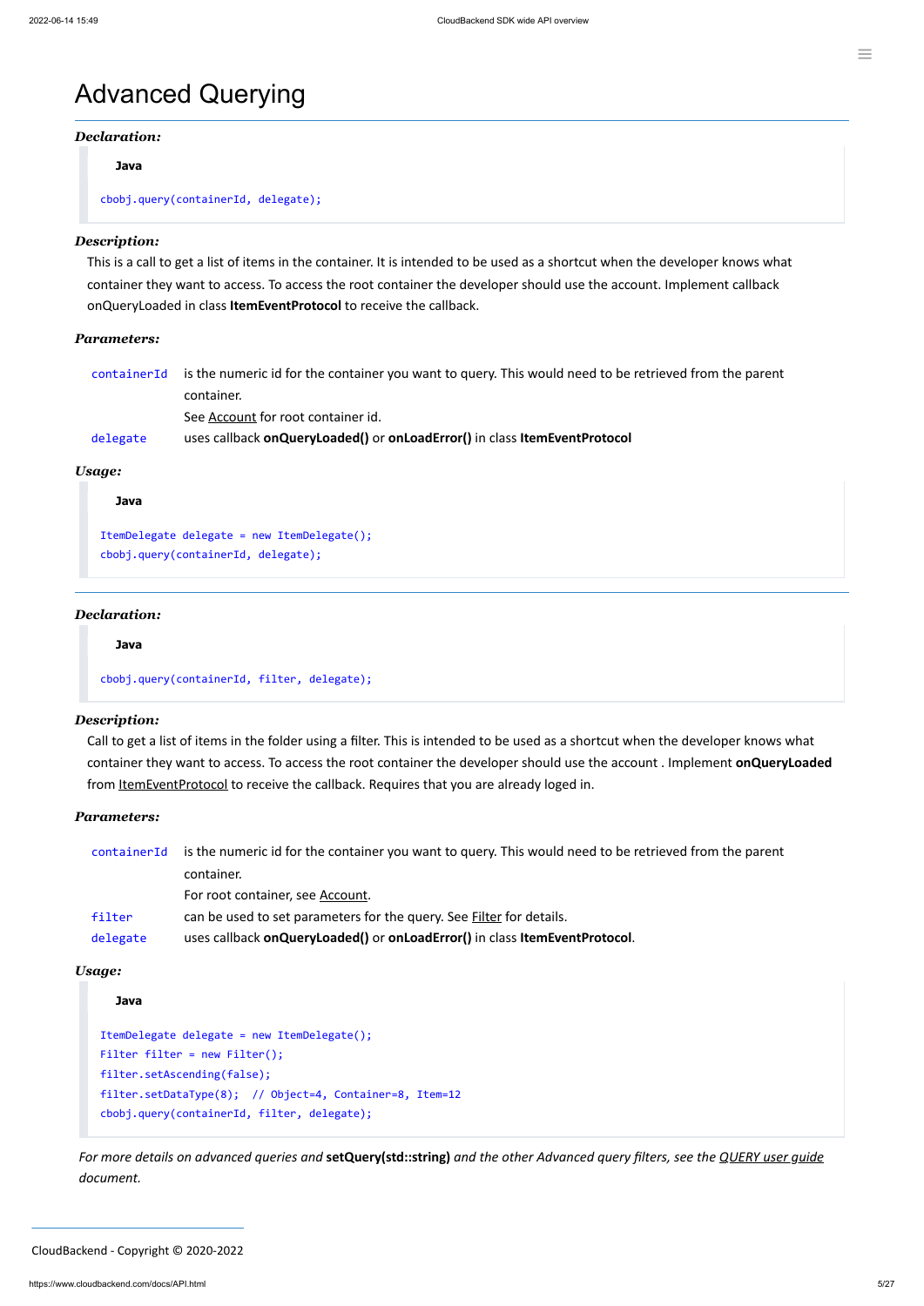# Advanced Querying

***Declaration:***

**Java**

```
cbobj.query(containerId, delegate);
```

***Description:***

This is a call to get a list of items in the container. It is intended to be used as a shortcut when the developer knows what container they want to access. To access the root container the developer should use the account. Implement callback onQueryLoaded in class **ItemEventProtocol** to receive the callback.

***Parameters:***

| | |
|---|---|
| `containerId` | is the numeric id for the container you want to query. This would need to be retrieved from the parent container.<br>See Account for root container id. |
| `delegate` | uses callback **onQueryLoaded()** or **onLoadError()** in class **ItemEventProtocol** |

***Usage:***

**Java**

```
ItemDelegate delegate = new ItemDelegate();
cbobj.query(containerId, delegate);
```

***Declaration:***

**Java**

```
cbobj.query(containerId, filter, delegate);
```

***Description:***

Call to get a list of items in the folder using a filter. This is intended to be used as a shortcut when the developer knows what container they want to access. To access the root container the developer should use the account . Implement **onQueryLoaded** from ItemEventProtocol to receive the callback. Requires that you are already loged in.

***Parameters:***

| | |
|---|---|
| `containerId` | is the numeric id for the container you want to query. This would need to be retrieved from the parent container.<br>For root container, see Account. |
| `filter` | can be used to set parameters for the query. See Filter for details. |
| `delegate` | uses callback **onQueryLoaded()** or **onLoadError()** in class **ItemEventProtocol**. |

***Usage:***

**Java**

```
ItemDelegate delegate = new ItemDelegate();
Filter filter = new Filter();
filter.setAscending(false);
filter.setDataType(8);  // Object=4, Container=8, Item=12
cbobj.query(containerId, filter, delegate);
```

*For more details on advanced queries and* **setQuery(std::string)** *and the other Advanced query filters, see the QUERY user guide document.*

CloudBackend - Copyright © 2020-2022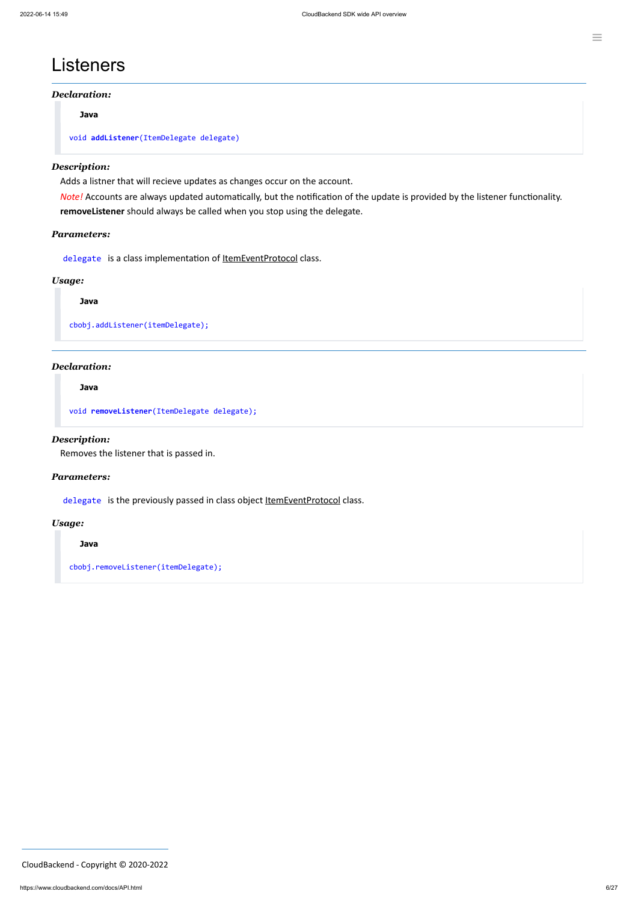# Listeners

***Declaration:***

**Java**

```
void addListener(ItemDelegate delegate)
```

***Description:***

Adds a listner that will recieve updates as changes occur on the account.

*Note!* Accounts are always updated automatically, but the notification of the update is provided by the listener functionality. **removeListener** should always be called when you stop using the delegate.

***Parameters:***

`delegate` is a class implementation of ItemEventProtocol class.

***Usage:***

**Java**

```
cbobj.addListener(itemDelegate);
```

---

***Declaration:***

**Java**

```
void removeListener(ItemDelegate delegate);
```

***Description:***

Removes the listener that is passed in.

***Parameters:***

`delegate` is the previously passed in class object ItemEventProtocol class.

***Usage:***

**Java**

```
cbobj.removeListener(itemDelegate);
```

CloudBackend - Copyright © 2020-2022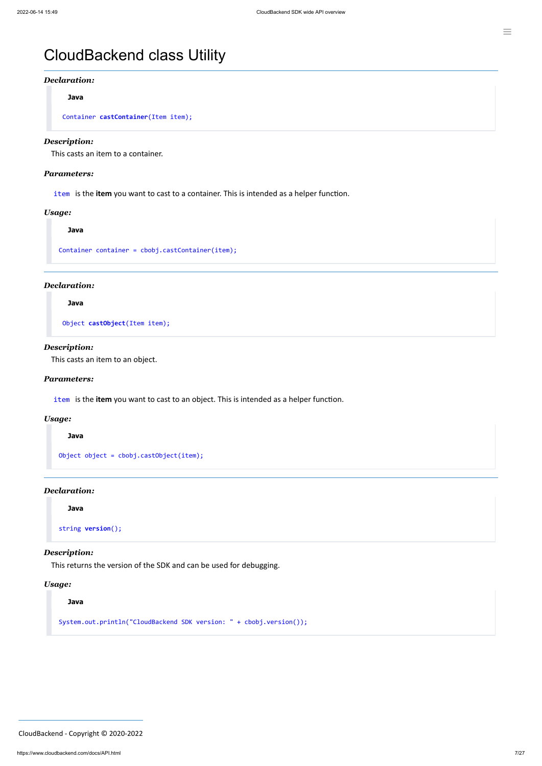# CloudBackend class Utility

***Declaration:***

**Java**

```
Container castContainer(Item item);
```

***Description:***

This casts an item to a container.

***Parameters:***

`item` is the **item** you want to cast to a container. This is intended as a helper function.

***Usage:***

**Java**

```
Container container = cbobj.castContainer(item);
```

---

***Declaration:***

**Java**

```
Object castObject(Item item);
```

***Description:***

This casts an item to an object.

***Parameters:***

`item` is the **item** you want to cast to an object. This is intended as a helper function.

***Usage:***

**Java**

```
Object object = cbobj.castObject(item);
```

---

***Declaration:***

**Java**

```
string version();
```

***Description:***

This returns the version of the SDK and can be used for debugging.

***Usage:***

**Java**

```
System.out.println("CloudBackend SDK version: " + cbobj.version());
```

CloudBackend - Copyright © 2020-2022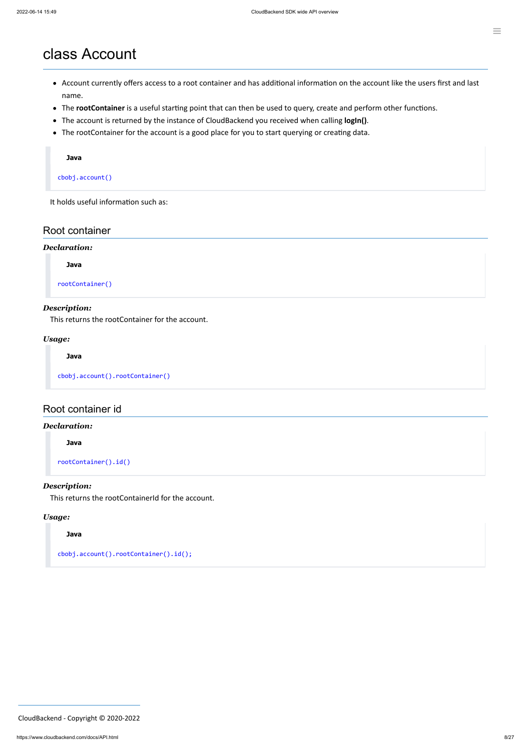# class Account

- Account currently offers access to a root container and has additional information on the account like the users first and last name.
- The **rootContainer** is a useful starting point that can then be used to query, create and perform other functions.
- The account is returned by the instance of CloudBackend you received when calling **logIn()**.
- The rootContainer for the account is a good place for you to start querying or creating data.

**Java**

```
cbobj.account()
```

It holds useful information such as:

## Root container

***Declaration:***

**Java**

```
rootContainer()
```

***Description:***

This returns the rootContainer for the account.

***Usage:***

**Java**

```
cbobj.account().rootContainer()
```

## Root container id

***Declaration:***

**Java**

```
rootContainer().id()
```

***Description:***

This returns the rootContainerId for the account.

***Usage:***

**Java**

```
cbobj.account().rootContainer().id();
```

CloudBackend - Copyright © 2020-2022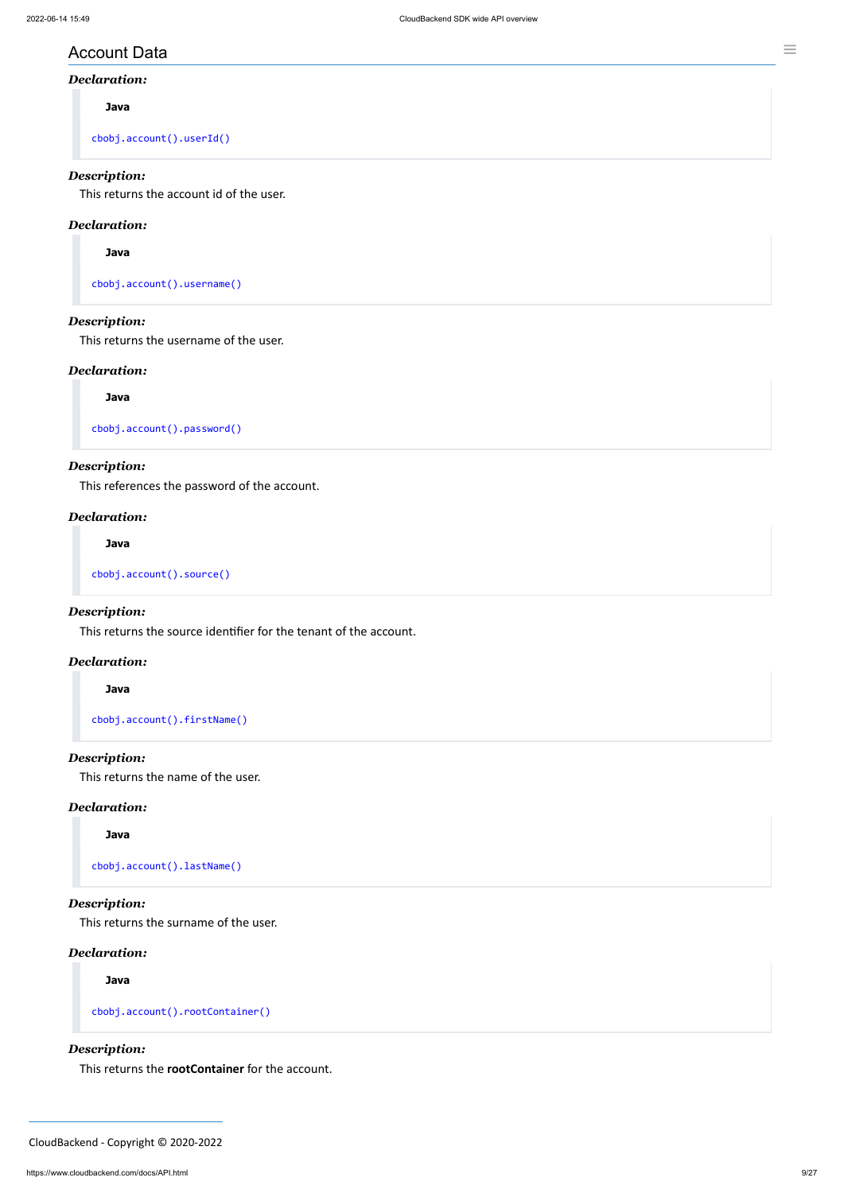## Account Data

***Declaration:***

**Java**

```
cbobj.account().userId()
```

***Description:***

This returns the account id of the user.

***Declaration:***

**Java**

```
cbobj.account().username()
```

***Description:***

This returns the username of the user.

***Declaration:***

**Java**

```
cbobj.account().password()
```

***Description:***

This references the password of the account.

***Declaration:***

**Java**

```
cbobj.account().source()
```

***Description:***

This returns the source identifier for the tenant of the account.

***Declaration:***

**Java**

```
cbobj.account().firstName()
```

***Description:***

This returns the name of the user.

***Declaration:***

**Java**

```
cbobj.account().lastName()
```

***Description:***

This returns the surname of the user.

***Declaration:***

**Java**

```
cbobj.account().rootContainer()
```

***Description:***

This returns the **rootContainer** for the account.

CloudBackend - Copyright © 2020-2022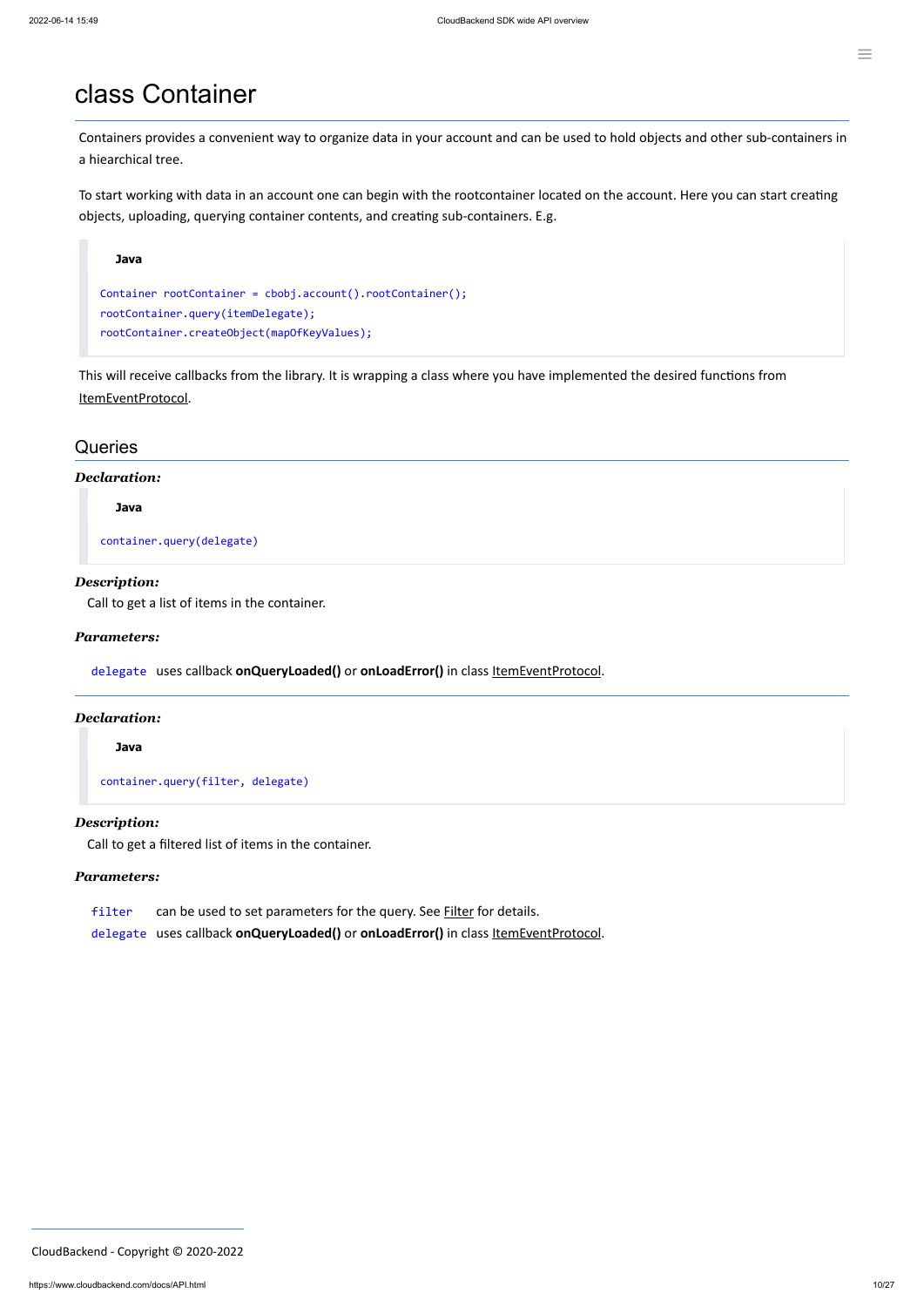# class Container

Containers provides a convenient way to organize data in your account and can be used to hold objects and other sub-containers in a hiearchical tree.

To start working with data in an account one can begin with the rootcontainer located on the account. Here you can start creating objects, uploading, querying container contents, and creating sub-containers. E.g.

**Java**

```
Container rootContainer = cbobj.account().rootContainer();
rootContainer.query(itemDelegate);
rootContainer.createObject(mapOfKeyValues);
```

This will receive callbacks from the library. It is wrapping a class where you have implemented the desired functions from ItemEventProtocol.

## Queries

***Declaration:***

**Java**

```
container.query(delegate)
```

***Description:***

Call to get a list of items in the container.

***Parameters:***

`delegate` uses callback **onQueryLoaded()** or **onLoadError()** in class ItemEventProtocol.

---

***Declaration:***

**Java**

```
container.query(filter, delegate)
```

***Description:***

Call to get a filtered list of items in the container.

***Parameters:***

`filter` can be used to set parameters for the query. See Filter for details.
`delegate` uses callback **onQueryLoaded()** or **onLoadError()** in class ItemEventProtocol.

CloudBackend - Copyright © 2020-2022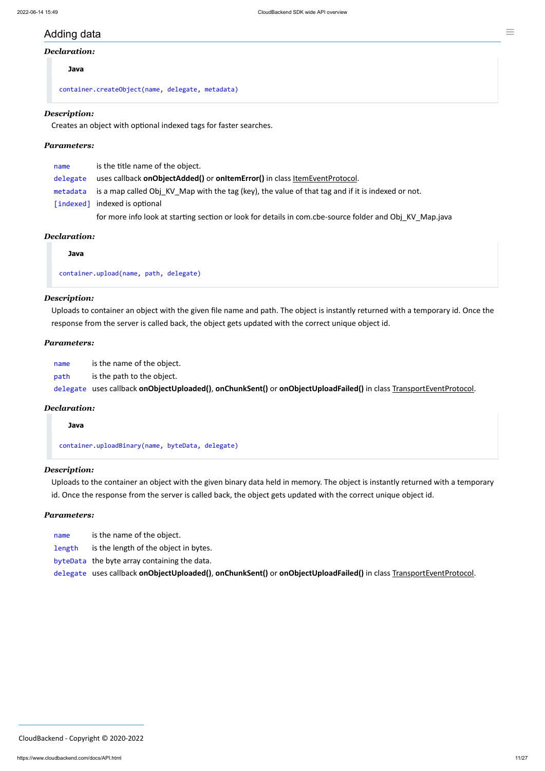## Adding data

***Declaration:***

**Java**

```
container.createObject(name, delegate, metadata)
```

***Description:***

Creates an object with optional indexed tags for faster searches.

***Parameters:***

| | |
|---|---|
| `name` | is the title name of the object. |
| `delegate` | uses callback **onObjectAdded()** or **onItemError()** in class ItemEventProtocol. |
| `metadata` | is a map called Obj_KV_Map with the tag (key), the value of that tag and if it is indexed or not. |
| `[indexed]` | indexed is optional |
| | for more info look at starting section or look for details in com.cbe-source folder and Obj_KV_Map.java |

***Declaration:***

**Java**

```
container.upload(name, path, delegate)
```

***Description:***

Uploads to container an object with the given file name and path. The object is instantly returned with a temporary id. Once the response from the server is called back, the object gets updated with the correct unique object id.

***Parameters:***

| | |
|---|---|
| `name` | is the name of the object. |
| `path` | is the path to the object. |
| `delegate` | uses callback **onObjectUploaded()**, **onChunkSent()** or **onObjectUploadFailed()** in class TransportEventProtocol. |

***Declaration:***

**Java**

```
container.uploadBinary(name, byteData, delegate)
```

***Description:***

Uploads to the container an object with the given binary data held in memory. The object is instantly returned with a temporary id. Once the response from the server is called back, the object gets updated with the correct unique object id.

***Parameters:***

| | |
|---|---|
| `name` | is the name of the object. |
| `length` | is the length of the object in bytes. |
| `byteData` | the byte array containing the data. |
| `delegate` | uses callback **onObjectUploaded()**, **onChunkSent()** or **onObjectUploadFailed()** in class TransportEventProtocol. |

CloudBackend - Copyright © 2020-2022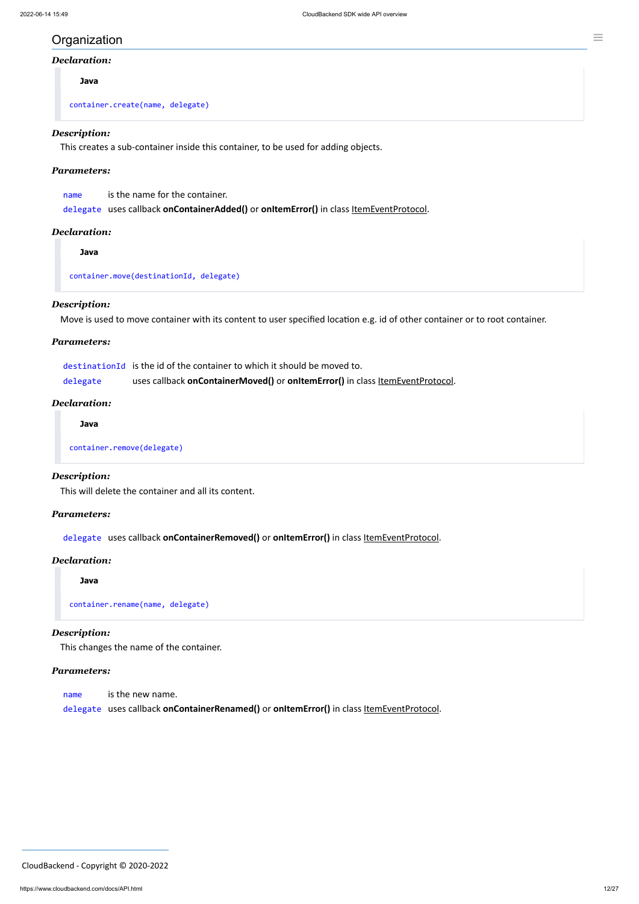## Organization

***Declaration:***

**Java**

```
container.create(name, delegate)
```

***Description:***

This creates a sub-container inside this container, to be used for adding objects.

***Parameters:***

`name` is the name for the container.
`delegate` uses callback **onContainerAdded()** or **onItemError()** in class ItemEventProtocol.

***Declaration:***

**Java**

```
container.move(destinationId, delegate)
```

***Description:***

Move is used to move container with its content to user specified location e.g. id of other container or to root container.

***Parameters:***

`destinationId` is the id of the container to which it should be moved to.
`delegate` uses callback **onContainerMoved()** or **onItemError()** in class ItemEventProtocol.

***Declaration:***

**Java**

```
container.remove(delegate)
```

***Description:***

This will delete the container and all its content.

***Parameters:***

`delegate` uses callback **onContainerRemoved()** or **onItemError()** in class ItemEventProtocol.

***Declaration:***

**Java**

```
container.rename(name, delegate)
```

***Description:***

This changes the name of the container.

***Parameters:***

`name` is the new name.
`delegate` uses callback **onContainerRenamed()** or **onItemError()** in class ItemEventProtocol.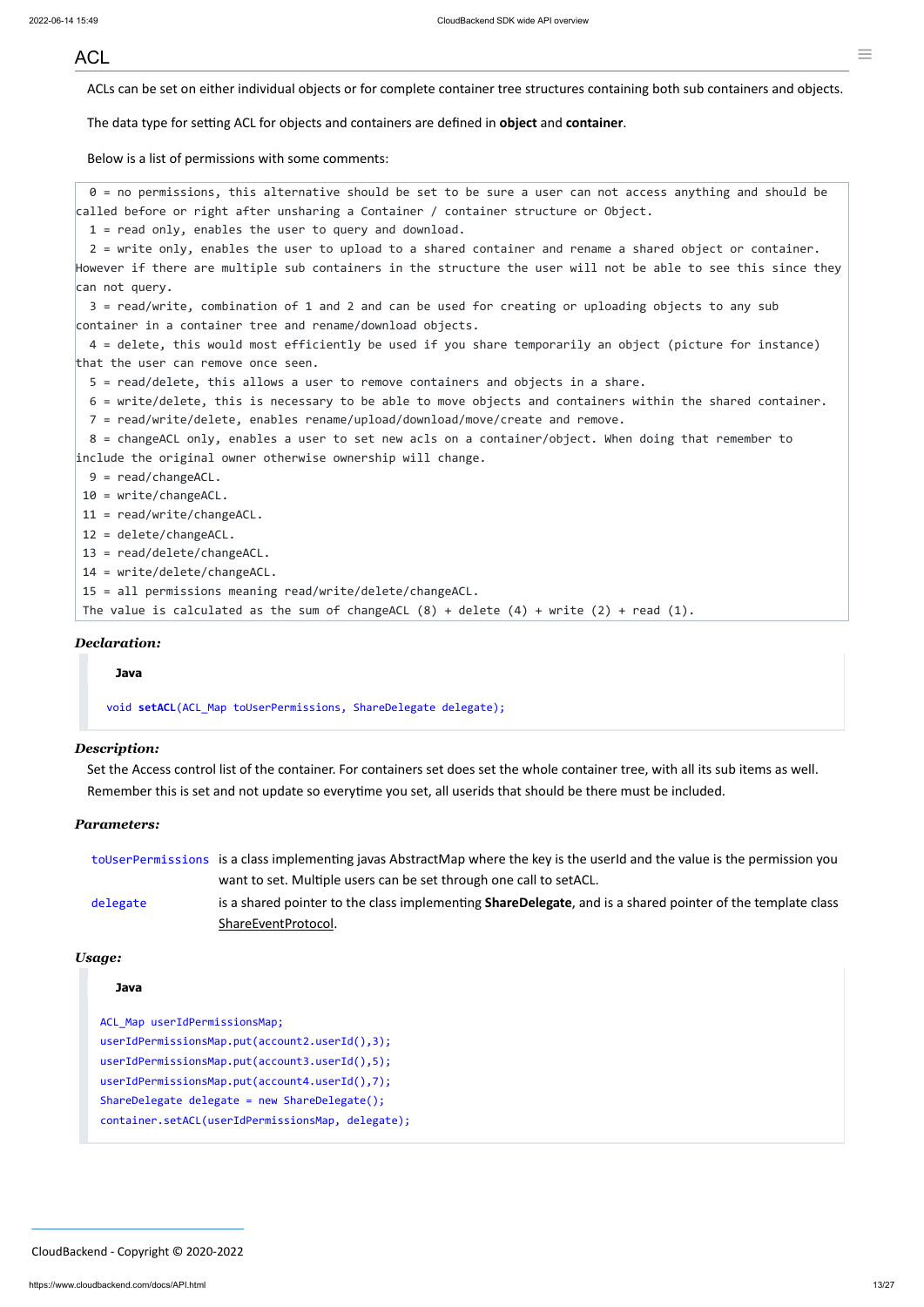## ACL

ACLs can be set on either individual objects or for complete container tree structures containing both sub containers and objects.

The data type for setting ACL for objects and containers are defined in **object** and **container**.

Below is a list of permissions with some comments:

```
 0 = no permissions, this alternative should be set to be sure a user can not access anything and should be
called before or right after unsharing a Container / container structure or Object.
 1 = read only, enables the user to query and download.
 2 = write only, enables the user to upload to a shared container and rename a shared object or container.
However if there are multiple sub containers in the structure the user will not be able to see this since they
can not query.
 3 = read/write, combination of 1 and 2 and can be used for creating or uploading objects to any sub
container in a container tree and rename/download objects.
 4 = delete, this would most efficiently be used if you share temporarily an object (picture for instance)
that the user can remove once seen.
 5 = read/delete, this allows a user to remove containers and objects in a share.
 6 = write/delete, this is necessary to be able to move objects and containers within the shared container.
 7 = read/write/delete, enables rename/upload/download/move/create and remove.
 8 = changeACL only, enables a user to set new acls on a container/object. When doing that remember to
include the original owner otherwise ownership will change.
 9 = read/changeACL.
10 = write/changeACL.
11 = read/write/changeACL.
12 = delete/changeACL.
13 = read/delete/changeACL.
14 = write/delete/changeACL.
15 = all permissions meaning read/write/delete/changeACL.
The value is calculated as the sum of changeACL (8) + delete (4) + write (2) + read (1).
```

***Declaration:***

**Java**

```java
void setACL(ACL_Map toUserPermissions, ShareDelegate delegate);
```

***Description:***

Set the Access control list of the container. For containers set does set the whole container tree, with all its sub items as well. Remember this is set and not update so everytime you set, all userids that should be there must be included.

***Parameters:***

| | |
|---|---|
| toUserPermissions | is a class implementing javas AbstractMap where the key is the userId and the value is the permission you want to set. Multiple users can be set through one call to setACL. |
| delegate | is a shared pointer to the class implementing **ShareDelegate**, and is a shared pointer of the template class ShareEventProtocol. |

***Usage:***

**Java**

```java
ACL_Map userIdPermissionsMap;
userIdPermissionsMap.put(account2.userId(),3);
userIdPermissionsMap.put(account3.userId(),5);
userIdPermissionsMap.put(account4.userId(),7);
ShareDelegate delegate = new ShareDelegate();
container.setACL(userIdPermissionsMap, delegate);
```

CloudBackend - Copyright © 2020-2022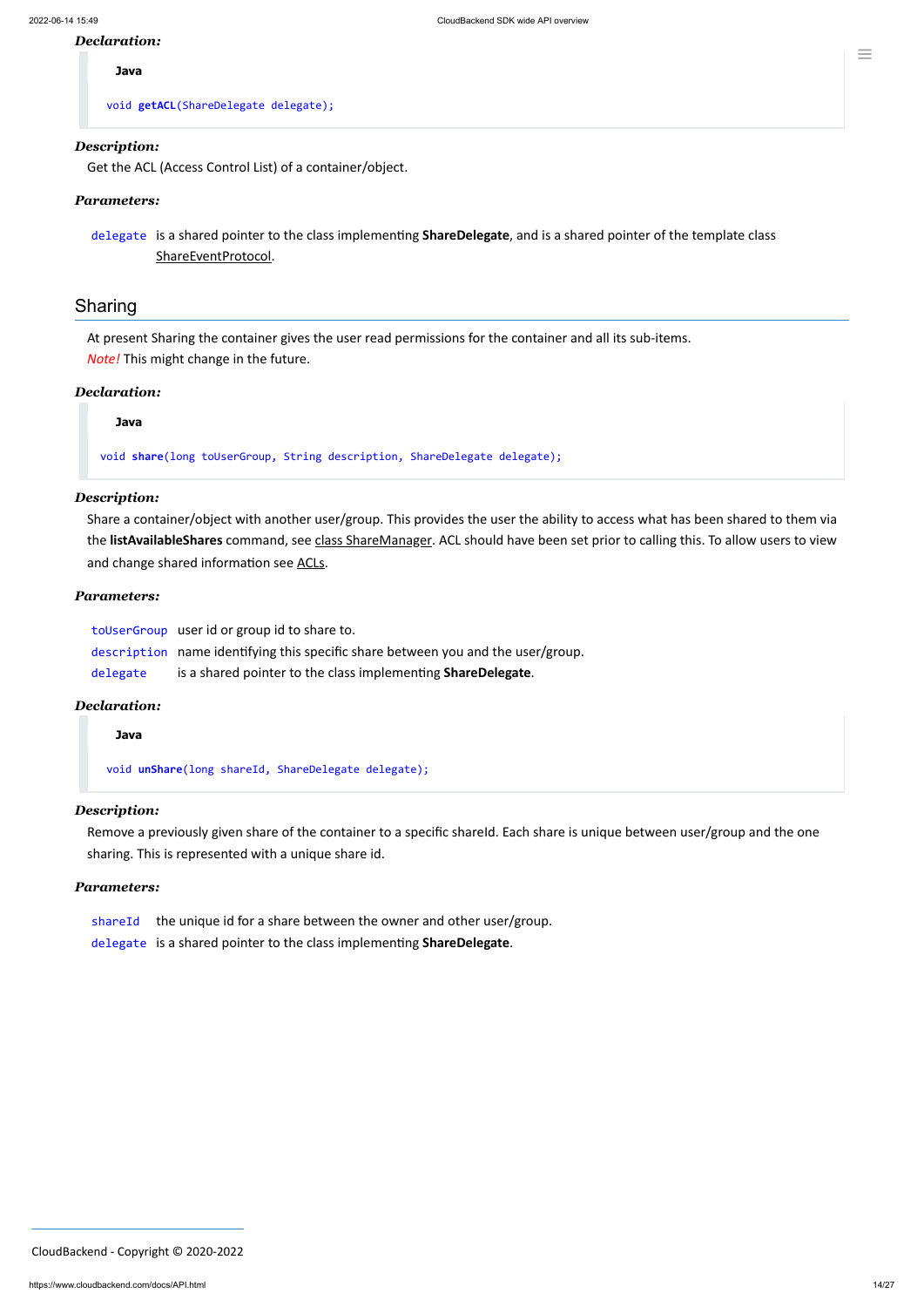***Declaration:***

**Java**

```
void getACL(ShareDelegate delegate);
```

***Description:***

Get the ACL (Access Control List) of a container/object.

***Parameters:***

| | |
|---|---|
| `delegate` | is a shared pointer to the class implementing **ShareDelegate**, and is a shared pointer of the template class ShareEventProtocol. |

## Sharing

At present Sharing the container gives the user read permissions for the container and all its sub-items.
*Note!* This might change in the future.

***Declaration:***

**Java**

```
void share(long toUserGroup, String description, ShareDelegate delegate);
```

***Description:***

Share a container/object with another user/group. This provides the user the ability to access what has been shared to them via the **listAvailableShares** command, see class ShareManager. ACL should have been set prior to calling this. To allow users to view and change shared information see ACLs.

***Parameters:***

| | |
|---|---|
| `toUserGroup` | user id or group id to share to. |
| `description` | name identifying this specific share between you and the user/group. |
| `delegate` | is a shared pointer to the class implementing **ShareDelegate**. |

***Declaration:***

**Java**

```
void unShare(long shareId, ShareDelegate delegate);
```

***Description:***

Remove a previously given share of the container to a specific shareId. Each share is unique between user/group and the one sharing. This is represented with a unique share id.

***Parameters:***

| | |
|---|---|
| `shareId` | the unique id for a share between the owner and other user/group. |
| `delegate` | is a shared pointer to the class implementing **ShareDelegate**. |

CloudBackend - Copyright © 2020-2022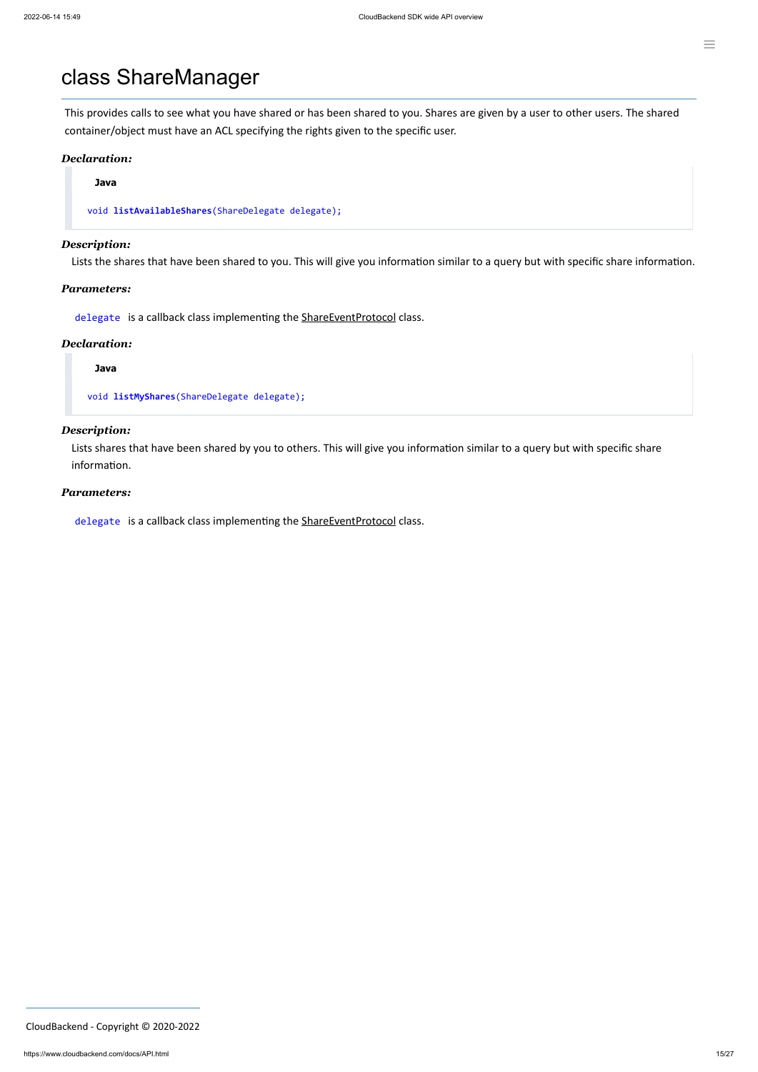# class ShareManager

This provides calls to see what you have shared or has been shared to you. Shares are given by a user to other users. The shared container/object must have an ACL specifying the rights given to the specific user.

***Declaration:***

**Java**

```
void listAvailableShares(ShareDelegate delegate);
```

***Description:***

Lists the shares that have been shared to you. This will give you information similar to a query but with specific share information.

***Parameters:***

`delegate` is a callback class implementing the ShareEventProtocol class.

***Declaration:***

**Java**

```
void listMyShares(ShareDelegate delegate);
```

***Description:***

Lists shares that have been shared by you to others. This will give you information similar to a query but with specific share information.

***Parameters:***

`delegate` is a callback class implementing the ShareEventProtocol class.

CloudBackend - Copyright © 2020-2022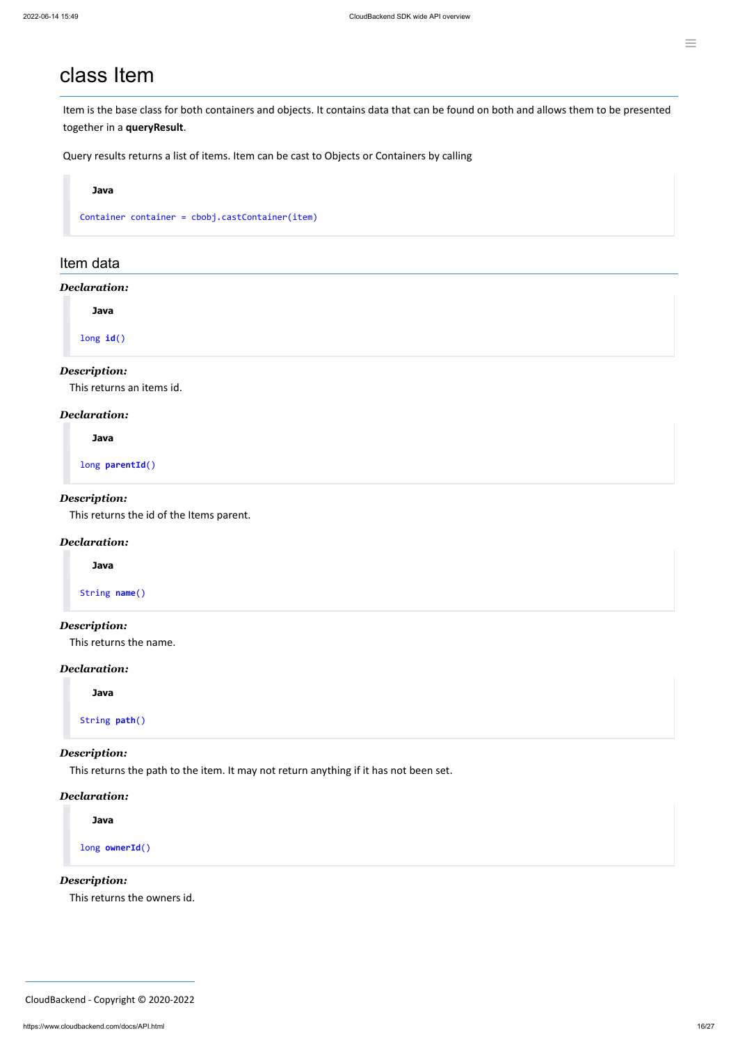# class Item

Item is the base class for both containers and objects. It contains data that can be found on both and allows them to be presented together in a **queryResult**.

Query results returns a list of items. Item can be cast to Objects or Containers by calling

**Java**

```
Container container = cbobj.castContainer(item)
```

## Item data

***Declaration:***

**Java**

```
long id()
```

***Description:***

This returns an items id.

***Declaration:***

**Java**

```
long parentId()
```

***Description:***

This returns the id of the Items parent.

***Declaration:***

**Java**

```
String name()
```

***Description:***

This returns the name.

***Declaration:***

**Java**

```
String path()
```

***Description:***

This returns the path to the item. It may not return anything if it has not been set.

***Declaration:***

**Java**

```
long ownerId()
```

***Description:***

This returns the owners id.

CloudBackend - Copyright © 2020-2022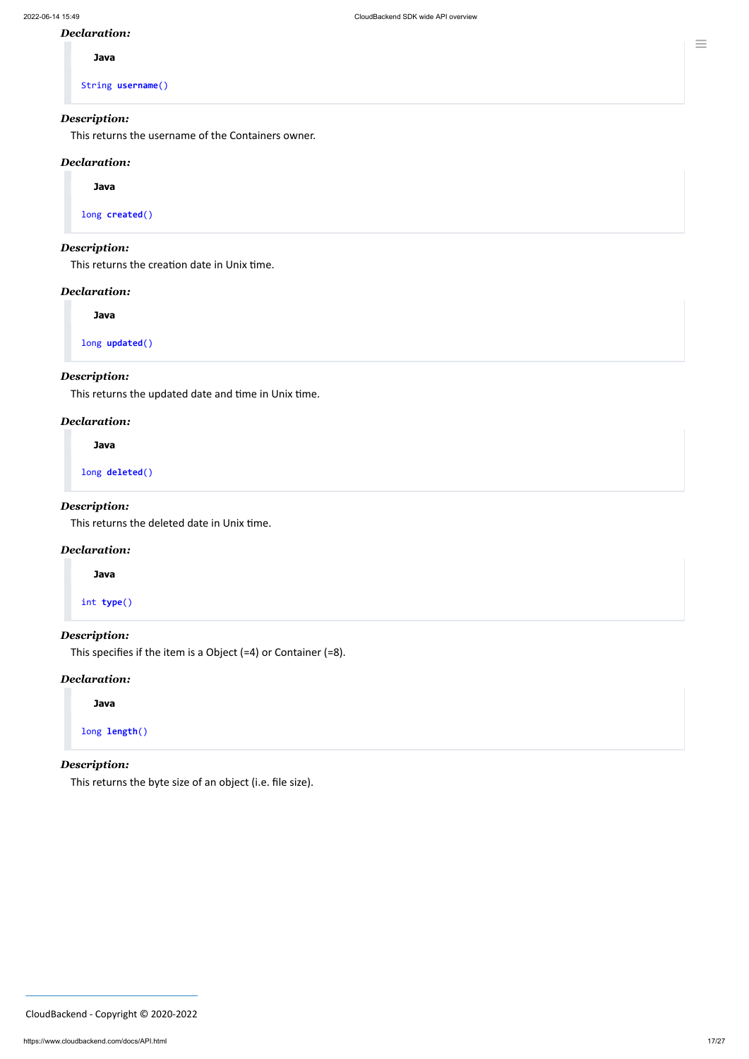***Declaration:***

**Java**

```
String username()
```

***Description:***

This returns the username of the Containers owner.

***Declaration:***

**Java**

```
long created()
```

***Description:***

This returns the creation date in Unix time.

***Declaration:***

**Java**

```
long updated()
```

***Description:***

This returns the updated date and time in Unix time.

***Declaration:***

**Java**

```
long deleted()
```

***Description:***

This returns the deleted date in Unix time.

***Declaration:***

**Java**

```
int type()
```

***Description:***

This specifies if the item is a Object (=4) or Container (=8).

***Declaration:***

**Java**

```
long length()
```

***Description:***

This returns the byte size of an object (i.e. file size).

CloudBackend - Copyright © 2020-2022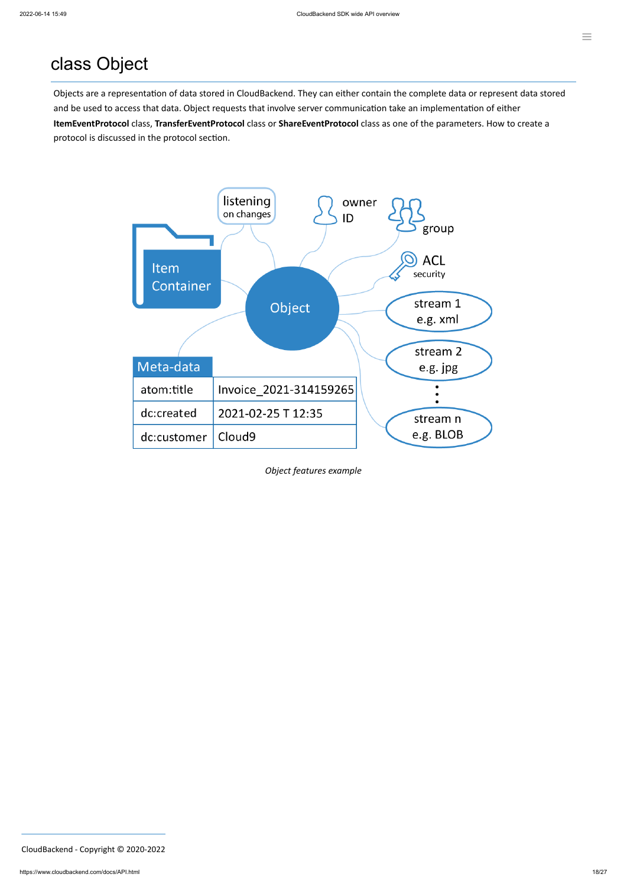# class Object

Objects are a representation of data stored in CloudBackend. They can either contain the complete data or represent data stored and be used to access that data. Object requests that involve server communication take an implementation of either **ItemEventProtocol** class, **TransferEventProtocol** class or **ShareEventProtocol** class as one of the parameters. How to create a protocol is discussed in the protocol section.

| Meta-data | |
|---|---|
| atom:title | Invoice_2021-314159265 |
| dc:created | 2021-02-25 T 12:35 |
| dc:customer | Cloud9 |

*Object features example*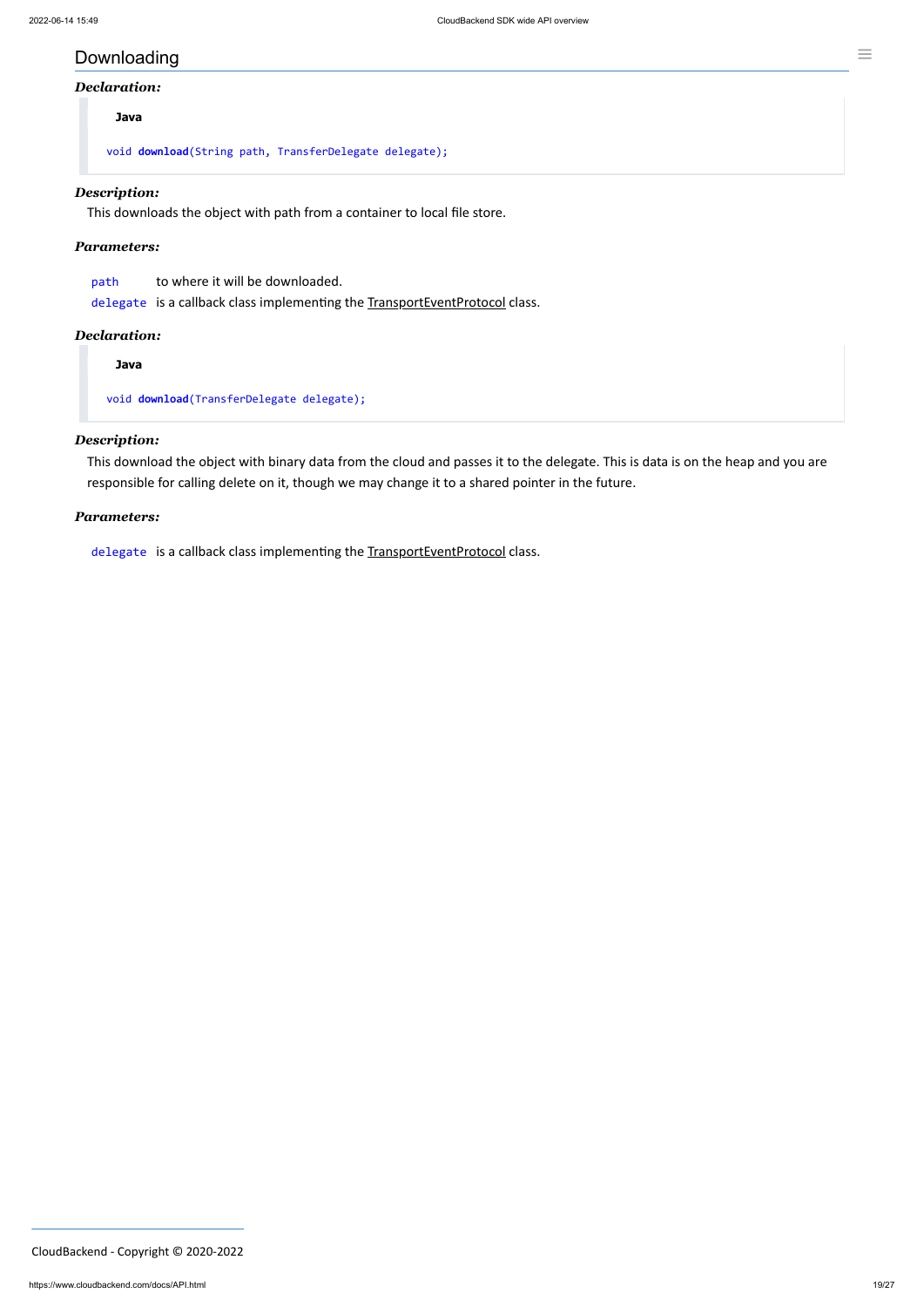## Downloading

***Declaration:***

**Java**

```
void download(String path, TransferDelegate delegate);
```

***Description:***

This downloads the object with path from a container to local file store.

***Parameters:***

`path` to where it will be downloaded.
`delegate` is a callback class implementing the TransportEventProtocol class.

***Declaration:***

**Java**

```
void download(TransferDelegate delegate);
```

***Description:***

This download the object with binary data from the cloud and passes it to the delegate. This is data is on the heap and you are responsible for calling delete on it, though we may change it to a shared pointer in the future.

***Parameters:***

`delegate` is a callback class implementing the TransportEventProtocol class.

CloudBackend - Copyright © 2020-2022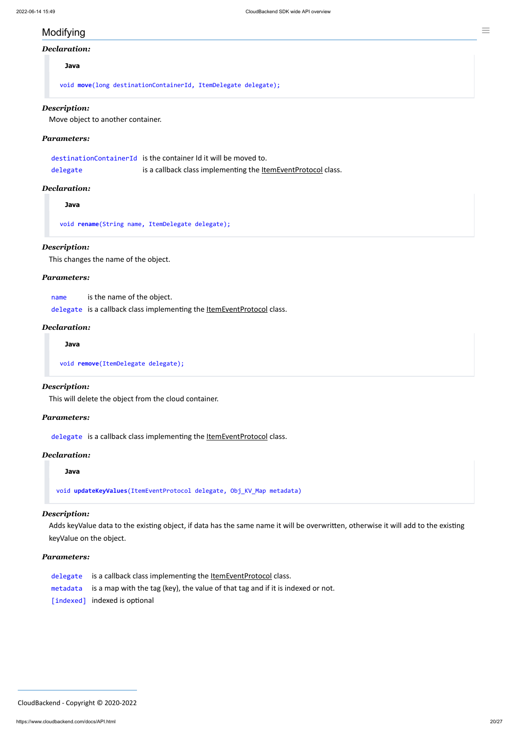## Modifying

***Declaration:***

**Java**

```
void move(long destinationContainerId, ItemDelegate delegate);
```

***Description:***

Move object to another container.

***Parameters:***

| | |
|---|---|
| `destinationContainerId` | is the container Id it will be moved to. |
| `delegate` | is a callback class implementing the ItemEventProtocol class. |

***Declaration:***

**Java**

```
void rename(String name, ItemDelegate delegate);
```

***Description:***

This changes the name of the object.

***Parameters:***

| | |
|---|---|
| `name` | is the name of the object. |
| `delegate` | is a callback class implementing the ItemEventProtocol class. |

***Declaration:***

**Java**

```
void remove(ItemDelegate delegate);
```

***Description:***

This will delete the object from the cloud container.

***Parameters:***

| | |
|---|---|
| `delegate` | is a callback class implementing the ItemEventProtocol class. |

***Declaration:***

**Java**

```
void updateKeyValues(ItemEventProtocol delegate, Obj_KV_Map metadata)
```

***Description:***

Adds keyValue data to the existing object, if data has the same name it will be overwritten, otherwise it will add to the existing keyValue on the object.

***Parameters:***

| | |
|---|---|
| `delegate` | is a callback class implementing the ItemEventProtocol class. |
| `metadata` | is a map with the tag (key), the value of that tag and if it is indexed or not. |
| `[indexed]` | indexed is optional |

CloudBackend - Copyright © 2020-2022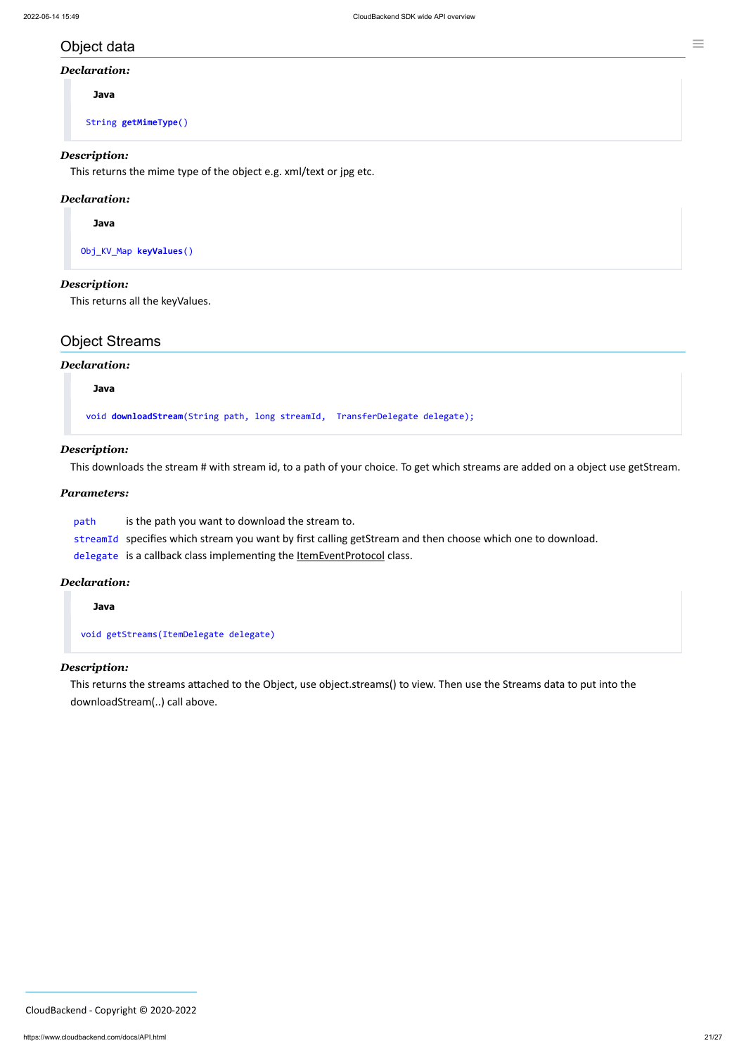## Object data

***Declaration:***

**Java**

```
String getMimeType()
```

***Description:***

This returns the mime type of the object e.g. xml/text or jpg etc.

***Declaration:***

**Java**

```
Obj_KV_Map keyValues()
```

***Description:***

This returns all the keyValues.

## Object Streams

***Declaration:***

**Java**

```
void downloadStream(String path, long streamId,  TransferDelegate delegate);
```

***Description:***

This downloads the stream # with stream id, to a path of your choice. To get which streams are added on a object use getStream.

***Parameters:***

| | |
|---|---|
| `path` | is the path you want to download the stream to. |
| `streamId` | specifies which stream you want by first calling getStream and then choose which one to download. |
| `delegate` | is a callback class implementing the ItemEventProtocol class. |

***Declaration:***

**Java**

```
void getStreams(ItemDelegate delegate)
```

***Description:***

This returns the streams attached to the Object, use object.streams() to view. Then use the Streams data to put into the downloadStream(..) call above.

CloudBackend - Copyright © 2020-2022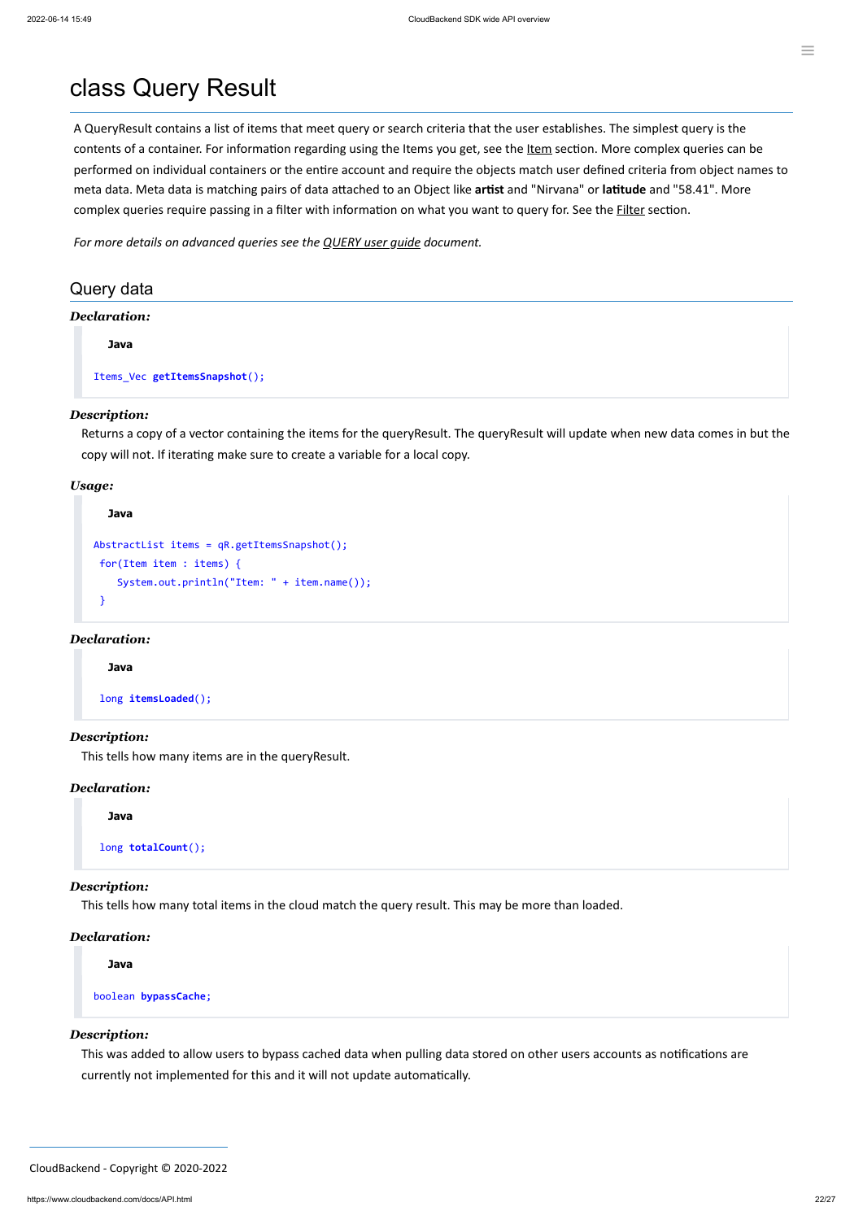# class Query Result

A QueryResult contains a list of items that meet query or search criteria that the user establishes. The simplest query is the contents of a container. For information regarding using the Items you get, see the Item section. More complex queries can be performed on individual containers or the entire account and require the objects match user defined criteria from object names to meta data. Meta data is matching pairs of data attached to an Object like **artist** and "Nirvana" or **latitude** and "58.41". More complex queries require passing in a filter with information on what you want to query for. See the Filter section.

*For more details on advanced queries see the QUERY user guide document.*

## Query data

***Declaration:***

**Java**

```java
Items_Vec getItemsSnapshot();
```

***Description:***

Returns a copy of a vector containing the items for the queryResult. The queryResult will update when new data comes in but the copy will not. If iterating make sure to create a variable for a local copy.

***Usage:***

**Java**

```java
AbstractList items = qR.getItemsSnapshot();
 for(Item item : items) {
    System.out.println("Item: " + item.name());
 }
```

***Declaration:***

**Java**

```java
long itemsLoaded();
```

***Description:***

This tells how many items are in the queryResult.

***Declaration:***

**Java**

```java
long totalCount();
```

***Description:***

This tells how many total items in the cloud match the query result. This may be more than loaded.

***Declaration:***

**Java**

```java
boolean bypassCache;
```

***Description:***

This was added to allow users to bypass cached data when pulling data stored on other users accounts as notifications are currently not implemented for this and it will not update automatically.

CloudBackend - Copyright © 2020-2022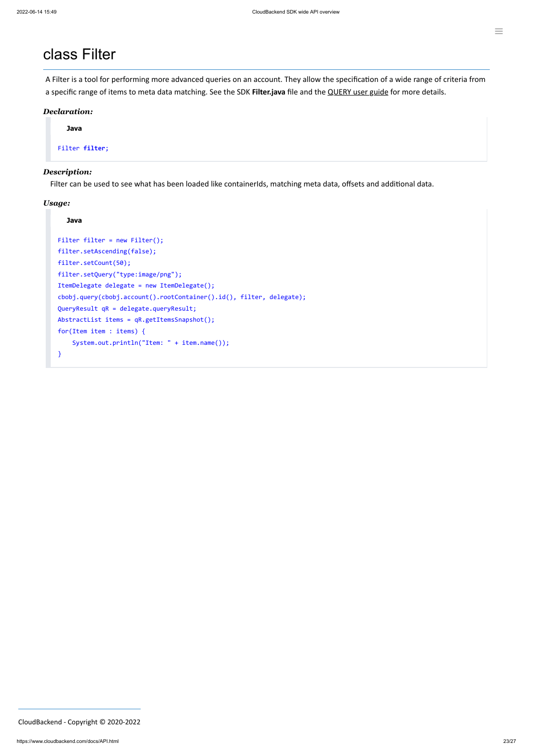# class Filter

A Filter is a tool for performing more advanced queries on an account. They allow the specification of a wide range of criteria from a specific range of items to meta data matching. See the SDK **Filter.java** file and the QUERY user guide for more details.

***Declaration:***

**Java**

```
Filter filter;
```

***Description:***

Filter can be used to see what has been loaded like containerIds, matching meta data, offsets and additional data.

***Usage:***

**Java**

```
Filter filter = new Filter();
filter.setAscending(false);
filter.setCount(50);
filter.setQuery("type:image/png");
ItemDelegate delegate = new ItemDelegate();
cbobj.query(cbobj.account().rootContainer().id(), filter, delegate);
QueryResult qR = delegate.queryResult;
AbstractList items = qR.getItemsSnapshot();
for(Item item : items) {
    System.out.println("Item: " + item.name());
}
```

CloudBackend - Copyright © 2020-2022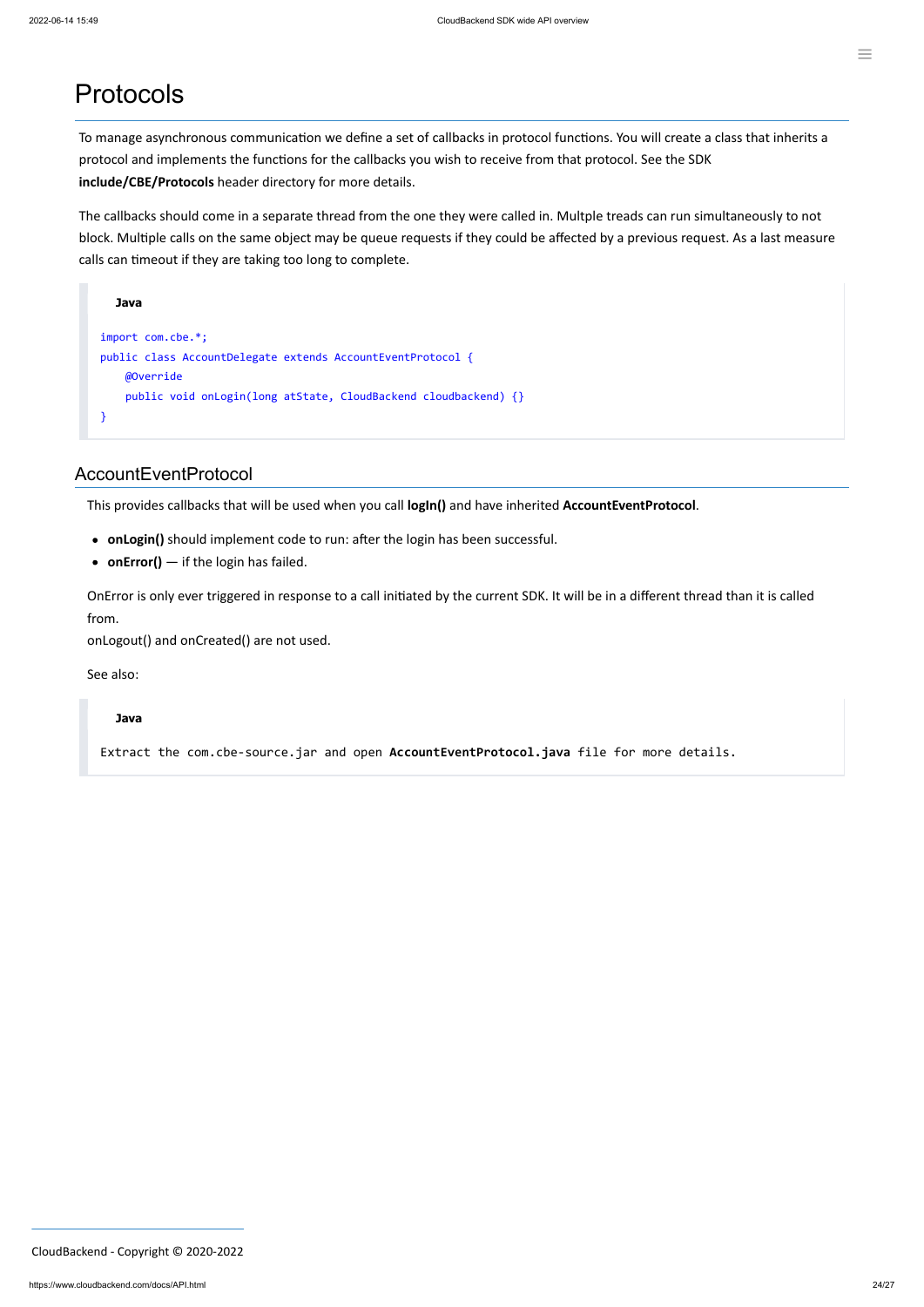# Protocols

To manage asynchronous communication we define a set of callbacks in protocol functions. You will create a class that inherits a protocol and implements the functions for the callbacks you wish to receive from that protocol. See the SDK **include/CBE/Protocols** header directory for more details.

The callbacks should come in a separate thread from the one they were called in. Multple treads can run simultaneously to not block. Multiple calls on the same object may be queue requests if they could be affected by a previous request. As a last measure calls can timeout if they are taking too long to complete.

**Java**

```java
import com.cbe.*;
public class AccountDelegate extends AccountEventProtocol {
    @Override
    public void onLogin(long atState, CloudBackend cloudbackend) {}
}
```

## AccountEventProtocol

This provides callbacks that will be used when you call **logIn()** and have inherited **AccountEventProtocol**.

- **onLogin()** should implement code to run: after the login has been successful.
- **onError()** — if the login has failed.

OnError is only ever triggered in response to a call initiated by the current SDK. It will be in a different thread than it is called from.
onLogout() and onCreated() are not used.

See also:

**Java**

```
Extract the com.cbe-source.jar and open AccountEventProtocol.java file for more details.
```

CloudBackend - Copyright © 2020-2022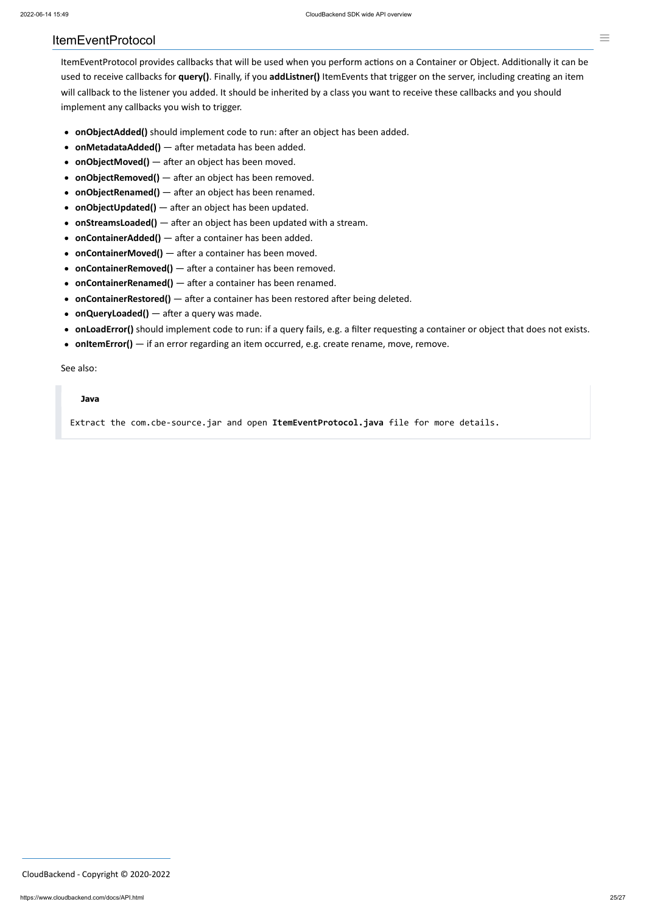## ItemEventProtocol

ItemEventProtocol provides callbacks that will be used when you perform actions on a Container or Object. Additionally it can be used to receive callbacks for **query()**. Finally, if you **addListner()** ItemEvents that trigger on the server, including creating an item will callback to the listener you added. It should be inherited by a class you want to receive these callbacks and you should implement any callbacks you wish to trigger.

- **onObjectAdded()** should implement code to run: after an object has been added.
- **onMetadataAdded()** — after metadata has been added.
- **onObjectMoved()** — after an object has been moved.
- **onObjectRemoved()** — after an object has been removed.
- **onObjectRenamed()** — after an object has been renamed.
- **onObjectUpdated()** — after an object has been updated.
- **onStreamsLoaded()** — after an object has been updated with a stream.
- **onContainerAdded()** — after a container has been added.
- **onContainerMoved()** — after a container has been moved.
- **onContainerRemoved()** — after a container has been removed.
- **onContainerRenamed()** — after a container has been renamed.
- **onContainerRestored()** — after a container has been restored after being deleted.
- **onQueryLoaded()** — after a query was made.
- **onLoadError()** should implement code to run: if a query fails, e.g. a filter requesting a container or object that does not exists.
- **onItemError()** — if an error regarding an item occurred, e.g. create rename, move, remove.

See also:

> **Java**
>
> Extract the com.cbe-source.jar and open **ItemEventProtocol.java** file for more details.

CloudBackend - Copyright © 2020-2022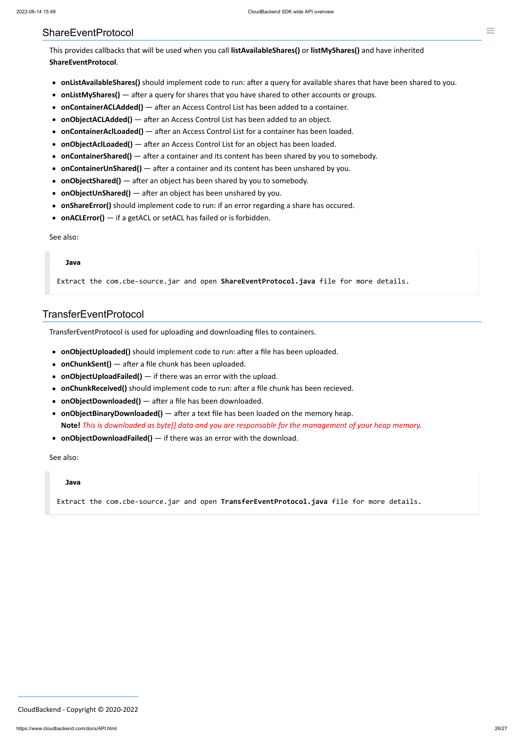## ShareEventProtocol

This provides callbacks that will be used when you call **listAvailableShares()** or **listMyShares()** and have inherited **ShareEventProtocol**.

- **onListAvailableShares()** should implement code to run: after a query for available shares that have been shared to you.
- **onListMyShares()** — after a query for shares that you have shared to other accounts or groups.
- **onContainerACLAdded()** — after an Access Control List has been added to a container.
- **onObjectACLAdded()** — after an Access Control List has been added to an object.
- **onContainerAclLoaded()** — after an Access Control List for a container has been loaded.
- **onObjectAclLoaded()** — after an Access Control List for an object has been loaded.
- **onContainerShared()** — after a container and its content has been shared by you to somebody.
- **onContainerUnShared()** — after a container and its content has been unshared by you.
- **onObjectShared()** — after an object has been shared by you to somebody.
- **onObjectUnShared()** — after an object has been unshared by you.
- **onShareError()** should implement code to run: if an error regarding a share has occured.
- **onACLError()** — if a getACL or setACL has failed or is forbidden.

See also:

**Java**

```
Extract the com.cbe-source.jar and open ShareEventProtocol.java file for more details.
```

## TransferEventProtocol

TransferEventProtocol is used for uploading and downloading files to containers.

- **onObjectUploaded()** should implement code to run: after a file has been uploaded.
- **onChunkSent()** — after a file chunk has been uploaded.
- **onObjectUploadFailed()** — if there was an error with the upload.
- **onChunkReceived()** should implement code to run: after a file chunk has been recieved.
- **onObjectDownloaded()** — after a file has been downloaded.
- **onObjectBinaryDownloaded()** — after a text file has been loaded on the memory heap.
  **Note!** *This is downloaded as byte[] data and you are responsable for the management of your heap memory.*
- **onObjectDownloadFailed()** — if there was an error with the download.

See also:

**Java**

```
Extract the com.cbe-source.jar and open TransferEventProtocol.java file for more details.
```

CloudBackend - Copyright © 2020-2022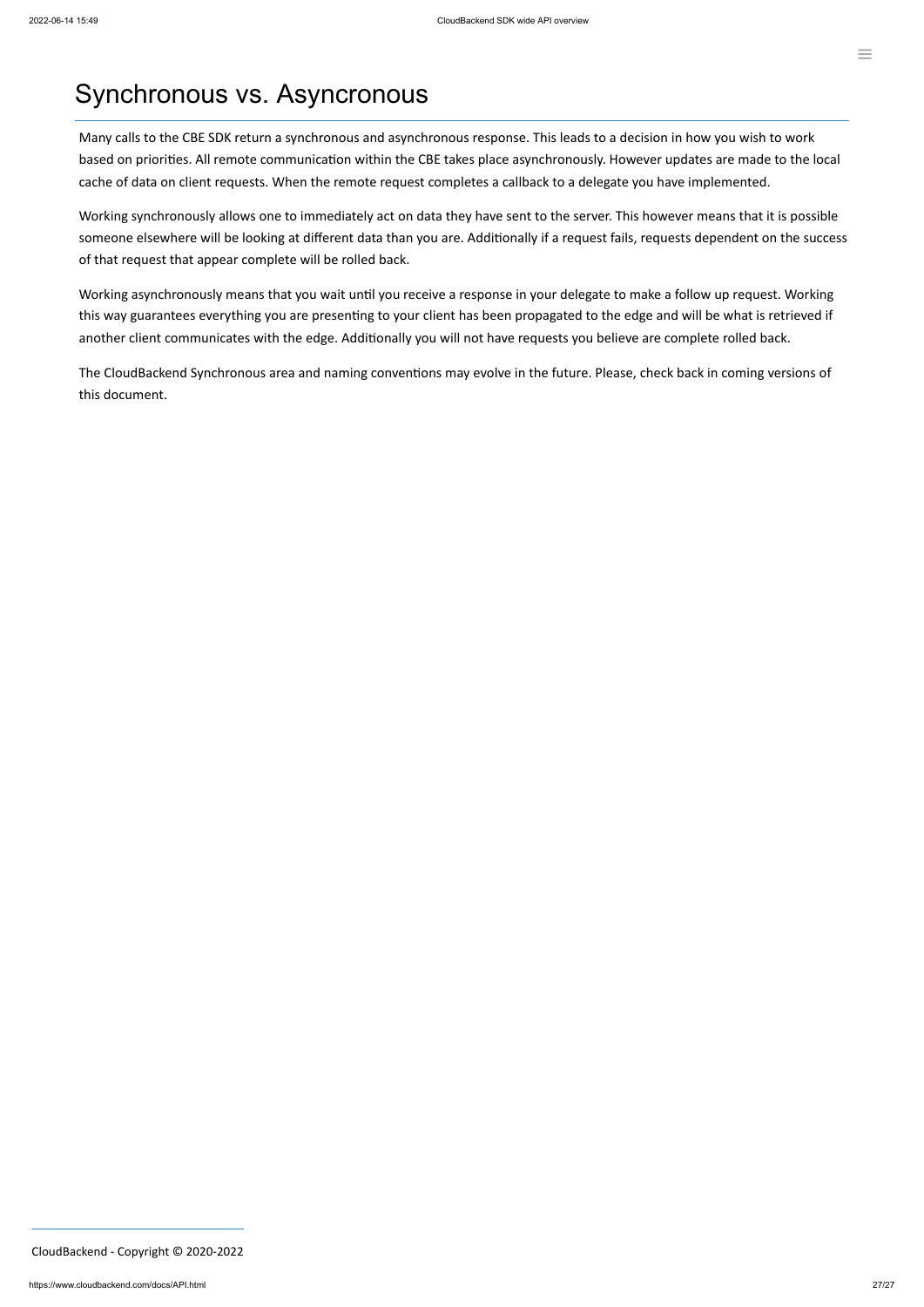# Synchronous vs. Asyncronous

Many calls to the CBE SDK return a synchronous and asynchronous response. This leads to a decision in how you wish to work based on priorities. All remote communication within the CBE takes place asynchronously. However updates are made to the local cache of data on client requests. When the remote request completes a callback to a delegate you have implemented.

Working synchronously allows one to immediately act on data they have sent to the server. This however means that it is possible someone elsewhere will be looking at different data than you are. Additionally if a request fails, requests dependent on the success of that request that appear complete will be rolled back.

Working asynchronously means that you wait until you receive a response in your delegate to make a follow up request. Working this way guarantees everything you are presenting to your client has been propagated to the edge and will be what is retrieved if another client communicates with the edge. Additionally you will not have requests you believe are complete rolled back.

The CloudBackend Synchronous area and naming conventions may evolve in the future. Please, check back in coming versions of this document.

CloudBackend - Copyright © 2020-2022